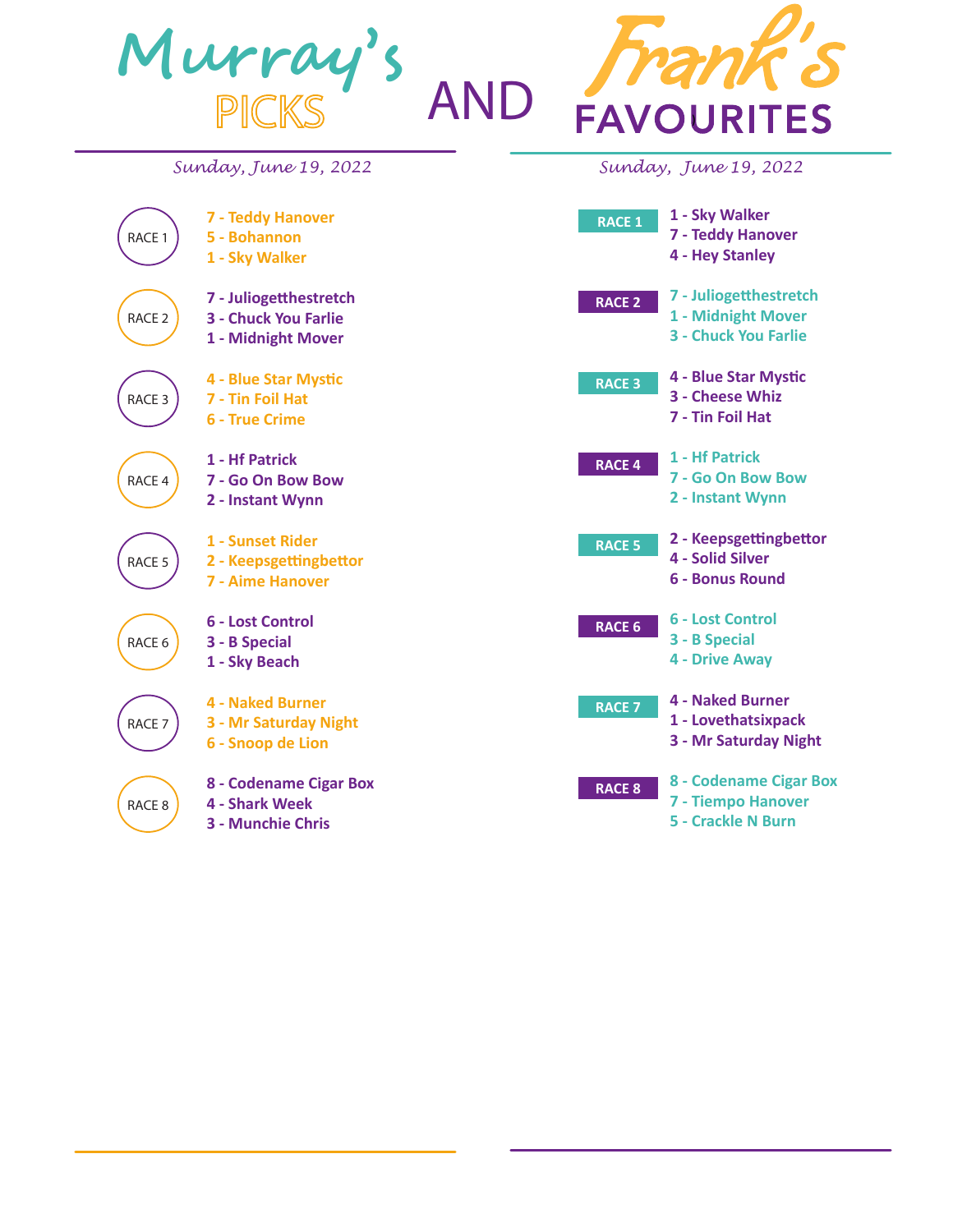# Murray's PICKS AND Frank's FAVOURITES

## Murray's Picks

*Sunday, June 19, 2022*

**RACE 1**
- 7 - Teddy Hanover
- 5 - Bohannon
- 1 - Sky Walker

**RACE 2**
- 7 - Juliogetthestretch
- 3 - Chuck You Farlie
- 1 - Midnight Mover

**RACE 3**
- 4 - Blue Star Mystic
- 7 - Tin Foil Hat
- 6 - True Crime

**RACE 4**
- 1 - Hf Patrick
- 7 - Go On Bow Bow
- 2 - Instant Wynn

**RACE 5**
- 1 - Sunset Rider
- 2 - Keepsgettingbettor
- 7 - Aime Hanover

**RACE 6**
- 6 - Lost Control
- 3 - B Special
- 1 - Sky Beach

**RACE 7**
- 4 - Naked Burner
- 3 - Mr Saturday Night
- 6 - Snoop de Lion

**RACE 8**
- 8 - Codename Cigar Box
- 4 - Shark Week
- 3 - Munchie Chris

## Frank's Favourites

*Sunday, June 19, 2022*

**RACE 1**
- 1 - Sky Walker
- 7 - Teddy Hanover
- 4 - Hey Stanley

**RACE 2**
- 7 - Juliogetthestretch
- 1 - Midnight Mover
- 3 - Chuck You Farlie

**RACE 3**
- 4 - Blue Star Mystic
- 3 - Cheese Whiz
- 7 - Tin Foil Hat

**RACE 4**
- 1 - Hf Patrick
- 7 - Go On Bow Bow
- 2 - Instant Wynn

**RACE 5**
- 2 - Keepsgettingbettor
- 4 - Solid Silver
- 6 - Bonus Round

**RACE 6**
- 6 - Lost Control
- 3 - B Special
- 4 - Drive Away

**RACE 7**
- 4 - Naked Burner
- 1 - Lovethatsixpack
- 3 - Mr Saturday Night

**RACE 8**
- 8 - Codename Cigar Box
- 7 - Tiempo Hanover
- 5 - Crackle N Burn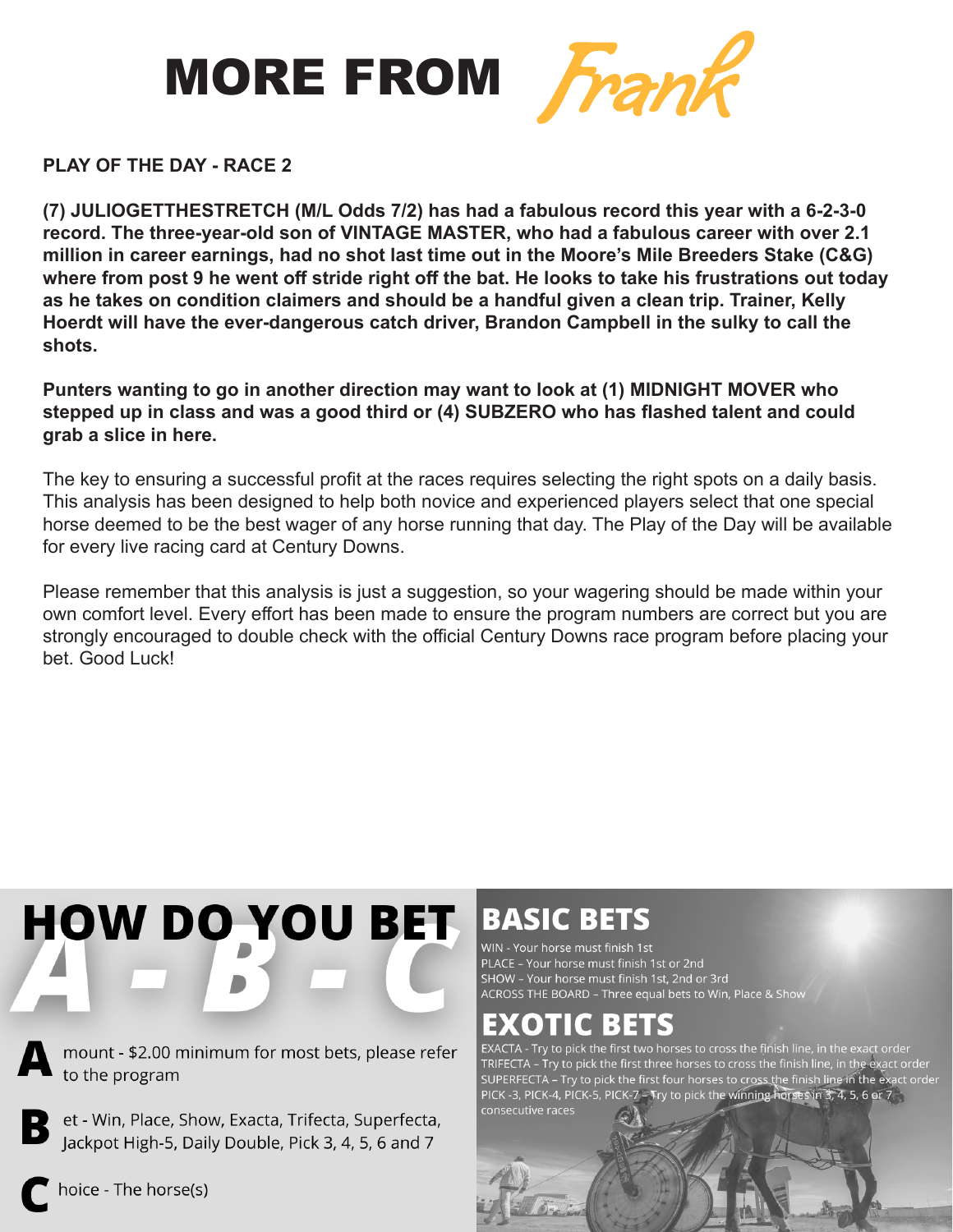# MORE FROM *Frank*

**PLAY OF THE DAY - RACE 2**

**(7) JULIOGETTHESTRETCH (M/L Odds 7/2) has had a fabulous record this year with a 6-2-3-0 record. The three-year-old son of VINTAGE MASTER, who had a fabulous career with over 2.1 million in career earnings, had no shot last time out in the Moore's Mile Breeders Stake (C&G) where from post 9 he went off stride right off the bat. He looks to take his frustrations out today as he takes on condition claimers and should be a handful given a clean trip. Trainer, Kelly Hoerdt will have the ever-dangerous catch driver, Brandon Campbell in the sulky to call the shots.**

**Punters wanting to go in another direction may want to look at (1) MIDNIGHT MOVER who stepped up in class and was a good third or (4) SUBZERO who has flashed talent and could grab a slice in here.**

The key to ensuring a successful profit at the races requires selecting the right spots on a daily basis. This analysis has been designed to help both novice and experienced players select that one special horse deemed to be the best wager of any horse running that day. The Play of the Day will be available for every live racing card at Century Downs.

Please remember that this analysis is just a suggestion, so your wagering should be made within your own comfort level. Every effort has been made to ensure the program numbers are correct but you are strongly encouraged to double check with the official Century Downs race program before placing your bet. Good Luck!

## HOW DO YOU BET A - B - C

**A**mount - $2.00 minimum for most bets, please refer to the program

**B**et - Win, Place, Show, Exacta, Trifecta, Superfecta, Jackpot High-5, Daily Double, Pick 3, 4, 5, 6 and 7

**C**hoice - The horse(s)

## BASIC BETS

WIN - Your horse must finish 1st
PLACE – Your horse must finish 1st or 2nd
SHOW – Your horse must finish 1st, 2nd or 3rd
ACROSS THE BOARD – Three equal bets to Win, Place & Show

## EXOTIC BETS

EXACTA - Try to pick the first two horses to cross the finish line, in the exact order
TRIFECTA – Try to pick the first three horses to cross the finish line, in the exact order
SUPERFECTA – Try to pick the first four horses to cross the finish line in the exact order
PICK -3, PICK-4, PICK-5, PICK-7 – Try to pick the winning horses in 3, 4, 5, 6 or 7 consecutive races